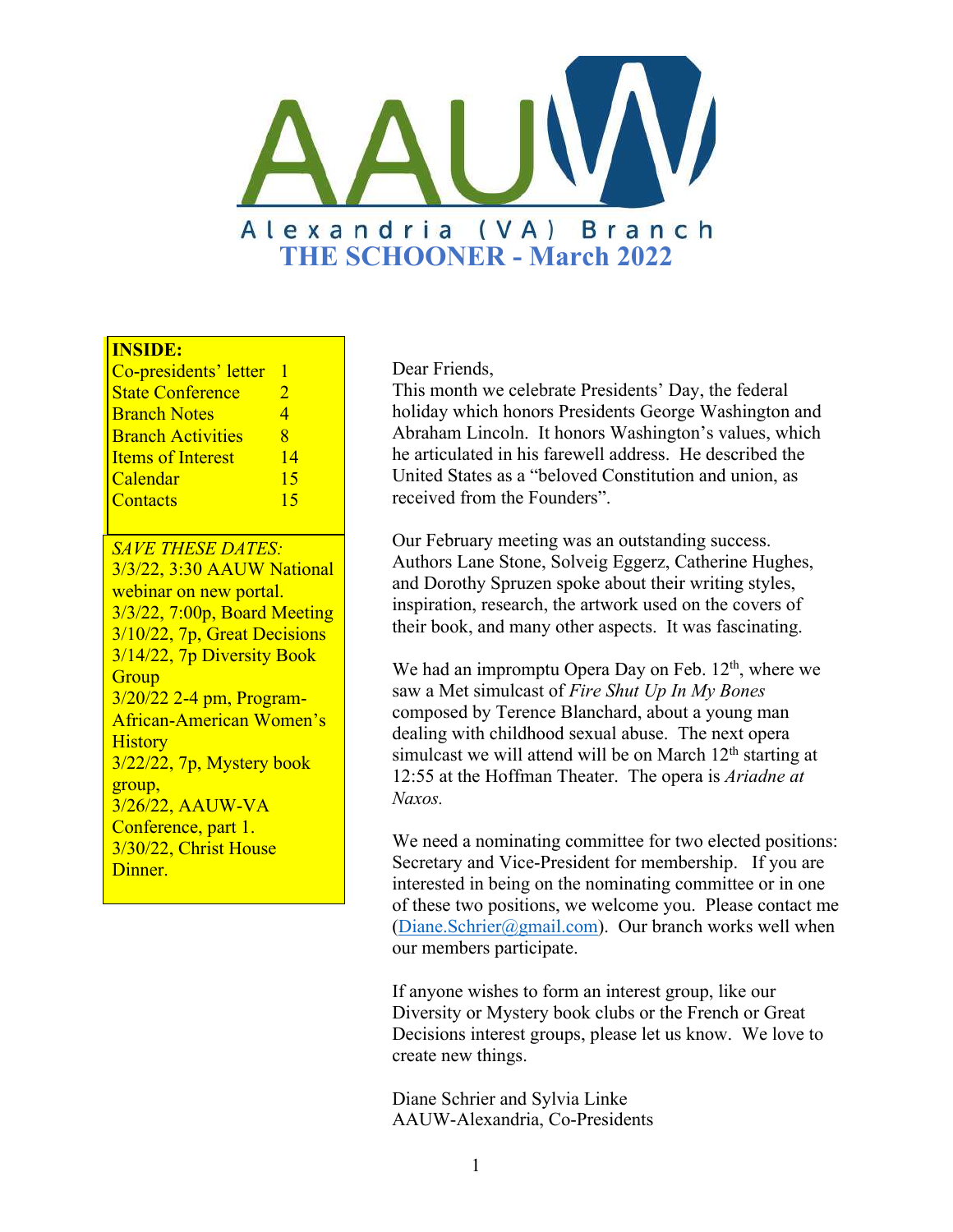# AAUW

Alexandria (VA) Branch

## THE SCHOONER - March 2022

**INSIDE:**

| | |
|---|---|
| Co-presidents' letter | 1 |
| State Conference | 2 |
| Branch Notes | 4 |
| Branch Activities | 8 |
| Items of Interest | 14 |
| Calendar | 15 |
| Contacts | 15 |

*SAVE THESE DATES:*

3/3/22, 3:30 AAUW National webinar on new portal.
3/3/22, 7:00p, Board Meeting
3/10/22, 7p, Great Decisions
3/14/22, 7p Diversity Book Group
3/20/22 2-4 pm, Program-African-American Women's History
3/22/22, 7p, Mystery book group,
3/26/22, AAUW-VA Conference, part 1.
3/30/22, Christ House Dinner.

Dear Friends,

This month we celebrate Presidents' Day, the federal holiday which honors Presidents George Washington and Abraham Lincoln. It honors Washington's values, which he articulated in his farewell address. He described the United States as a "beloved Constitution and union, as received from the Founders".

Our February meeting was an outstanding success. Authors Lane Stone, Solveig Eggerz, Catherine Hughes, and Dorothy Spruzen spoke about their writing styles, inspiration, research, the artwork used on the covers of their book, and many other aspects. It was fascinating.

We had an impromptu Opera Day on Feb. 12th, where we saw a Met simulcast of *Fire Shut Up In My Bones* composed by Terence Blanchard, about a young man dealing with childhood sexual abuse. The next opera simulcast we will attend will be on March 12th starting at 12:55 at the Hoffman Theater. The opera is *Ariadne at Naxos.*

We need a nominating committee for two elected positions: Secretary and Vice-President for membership. If you are interested in being on the nominating committee or in one of these two positions, we welcome you. Please contact me (Diane.Schrier@gmail.com). Our branch works well when our members participate.

If anyone wishes to form an interest group, like our Diversity or Mystery book clubs or the French or Great Decisions interest groups, please let us know. We love to create new things.

Diane Schrier and Sylvia Linke
AAUW-Alexandria, Co-Presidents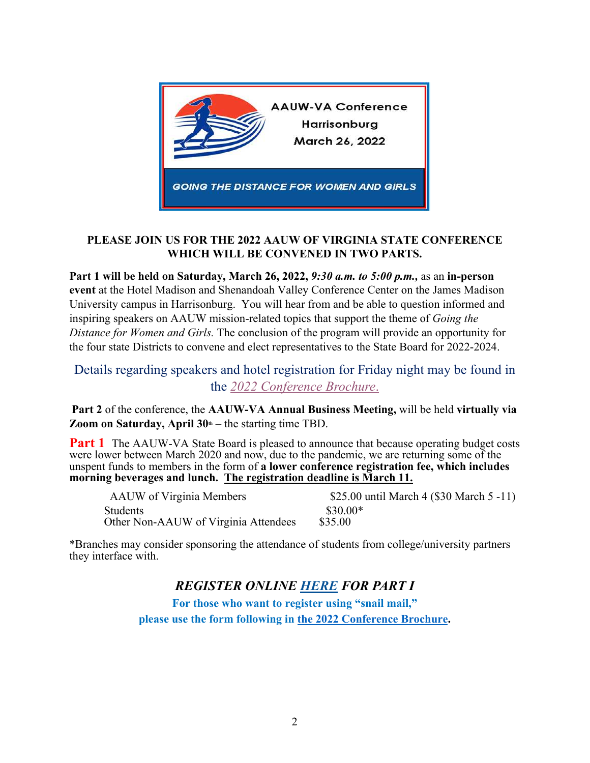AAUW-VA Conference
Harrisonburg
March 26, 2022

GOING THE DISTANCE FOR WOMEN AND GIRLS

**PLEASE JOIN US FOR THE 2022 AAUW OF VIRGINIA STATE CONFERENCE WHICH WILL BE CONVENED IN TWO PARTS.**

**Part 1 will be held on Saturday, March 26, 2022,** ***9:30 a.m. to 5:00 p.m.,*** as an **in-person event** at the Hotel Madison and Shenandoah Valley Conference Center on the James Madison University campus in Harrisonburg. You will hear from and be able to question informed and inspiring speakers on AAUW mission-related topics that support the theme of *Going the Distance for Women and Girls.* The conclusion of the program will provide an opportunity for the four state Districts to convene and elect representatives to the State Board for 2022-2024.

Details regarding speakers and hotel registration for Friday night may be found in the *2022 Conference Brochure*.

**Part 2** of the conference, the **AAUW-VA Annual Business Meeting,** will be held **virtually via Zoom on Saturday, April 30th** – the starting time TBD.

**Part 1** The AAUW-VA State Board is pleased to announce that because operating budget costs were lower between March 2020 and now, due to the pandemic, we are returning some of the unspent funds to members in the form of **a lower conference registration fee, which includes morning beverages and lunch. The registration deadline is March 11.**

| | |
|---|---|
| AAUW of Virginia Members | $25.00 until March 4 ($30 March 5 -11) |
| Students | $30.00* |
| Other Non-AAUW of Virginia Attendees | $35.00 |

*Branches may consider sponsoring the attendance of students from college/university partners they interface with.

***REGISTER ONLINE HERE FOR PART I***

**For those who want to register using "snail mail," please use the form following in the 2022 Conference Brochure.**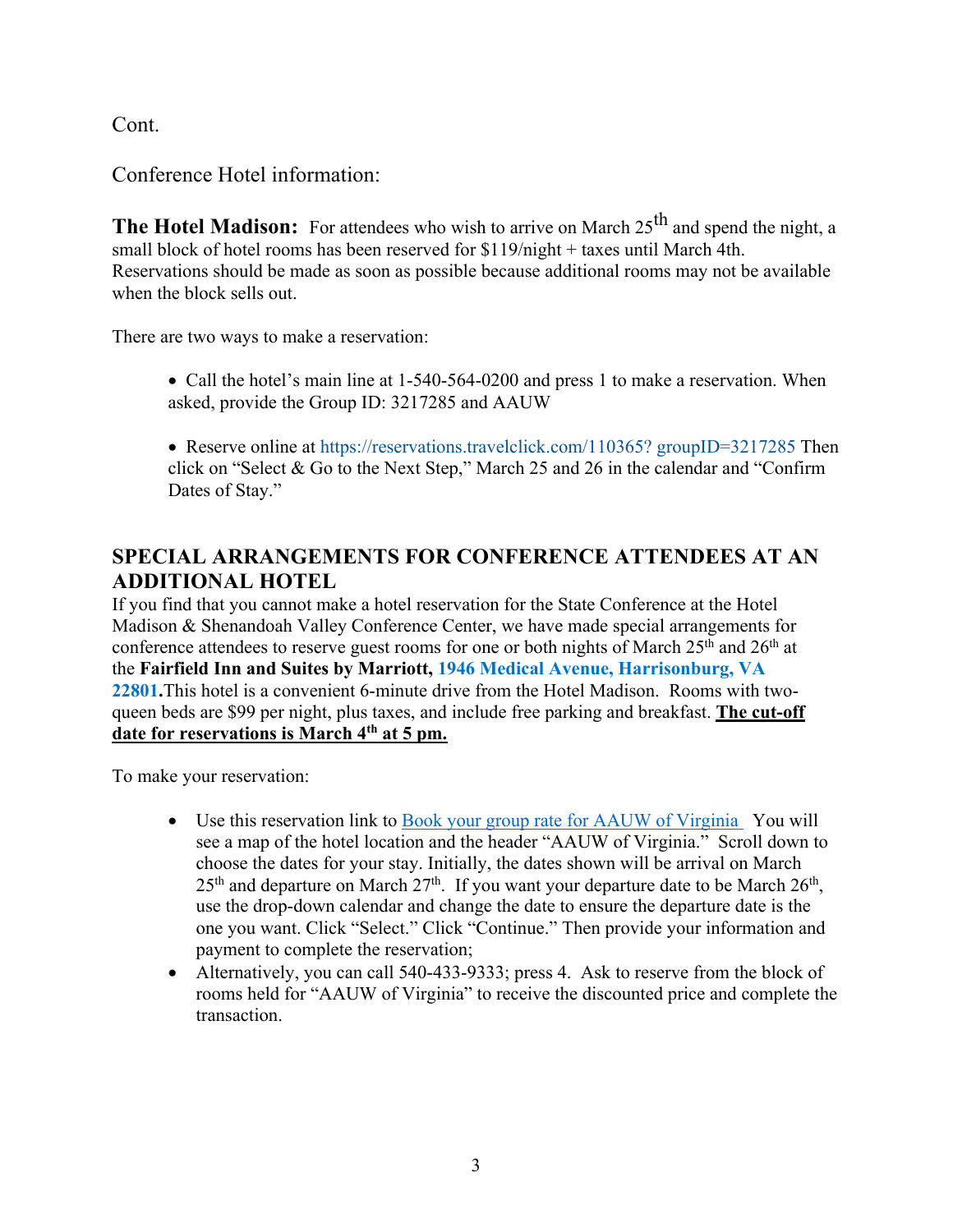Cont.

Conference Hotel information:

**The Hotel Madison:** For attendees who wish to arrive on March 25th and spend the night, a small block of hotel rooms has been reserved for $119/night + taxes until March 4th. Reservations should be made as soon as possible because additional rooms may not be available when the block sells out.

There are two ways to make a reservation:

- Call the hotel's main line at 1-540-564-0200 and press 1 to make a reservation. When asked, provide the Group ID: 3217285 and AAUW

- Reserve online at https://reservations.travelclick.com/110365? groupID=3217285 Then click on "Select & Go to the Next Step," March 25 and 26 in the calendar and "Confirm Dates of Stay."

## SPECIAL ARRANGEMENTS FOR CONFERENCE ATTENDEES AT AN ADDITIONAL HOTEL

If you find that you cannot make a hotel reservation for the State Conference at the Hotel Madison & Shenandoah Valley Conference Center, we have made special arrangements for conference attendees to reserve guest rooms for one or both nights of March 25th and 26th at the **Fairfield Inn and Suites by Marriott, 1946 Medical Avenue, Harrisonburg, VA 22801.** This hotel is a convenient 6-minute drive from the Hotel Madison. Rooms with two-queen beds are $99 per night, plus taxes, and include free parking and breakfast. **The cut-off date for reservations is March 4th at 5 pm.**

To make your reservation:

- Use this reservation link to Book your group rate for AAUW of Virginia You will see a map of the hotel location and the header "AAUW of Virginia." Scroll down to choose the dates for your stay. Initially, the dates shown will be arrival on March 25th and departure on March 27th. If you want your departure date to be March 26th, use the drop-down calendar and change the date to ensure the departure date is the one you want. Click "Select." Click "Continue." Then provide your information and payment to complete the reservation;
- Alternatively, you can call 540-433-9333; press 4. Ask to reserve from the block of rooms held for "AAUW of Virginia" to receive the discounted price and complete the transaction.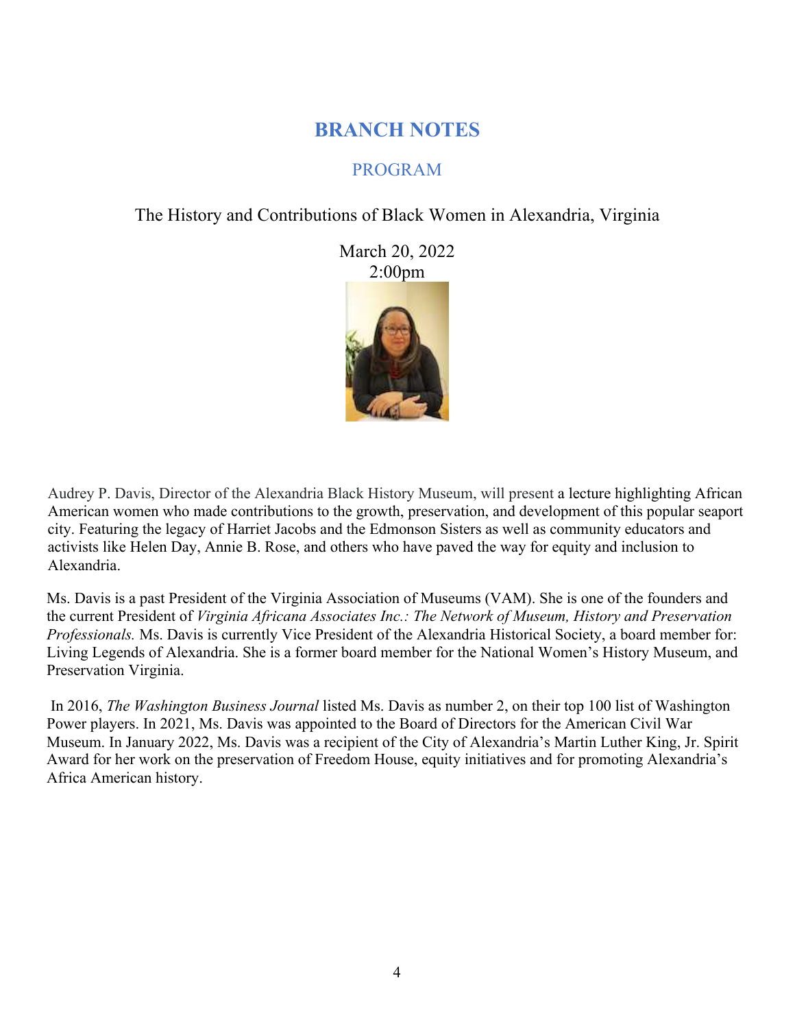# BRANCH NOTES

## PROGRAM

The History and Contributions of Black Women in Alexandria, Virginia

March 20, 2022
2:00pm

Audrey P. Davis, Director of the Alexandria Black History Museum, will present a lecture highlighting African American women who made contributions to the growth, preservation, and development of this popular seaport city. Featuring the legacy of Harriet Jacobs and the Edmonson Sisters as well as community educators and activists like Helen Day, Annie B. Rose, and others who have paved the way for equity and inclusion to Alexandria.

Ms. Davis is a past President of the Virginia Association of Museums (VAM). She is one of the founders and the current President of *Virginia Africana Associates Inc.: The Network of Museum, History and Preservation Professionals.* Ms. Davis is currently Vice President of the Alexandria Historical Society, a board member for: Living Legends of Alexandria. She is a former board member for the National Women's History Museum, and Preservation Virginia.

In 2016, *The Washington Business Journal* listed Ms. Davis as number 2, on their top 100 list of Washington Power players. In 2021, Ms. Davis was appointed to the Board of Directors for the American Civil War Museum. In January 2022, Ms. Davis was a recipient of the City of Alexandria's Martin Luther King, Jr. Spirit Award for her work on the preservation of Freedom House, equity initiatives and for promoting Alexandria's Africa American history.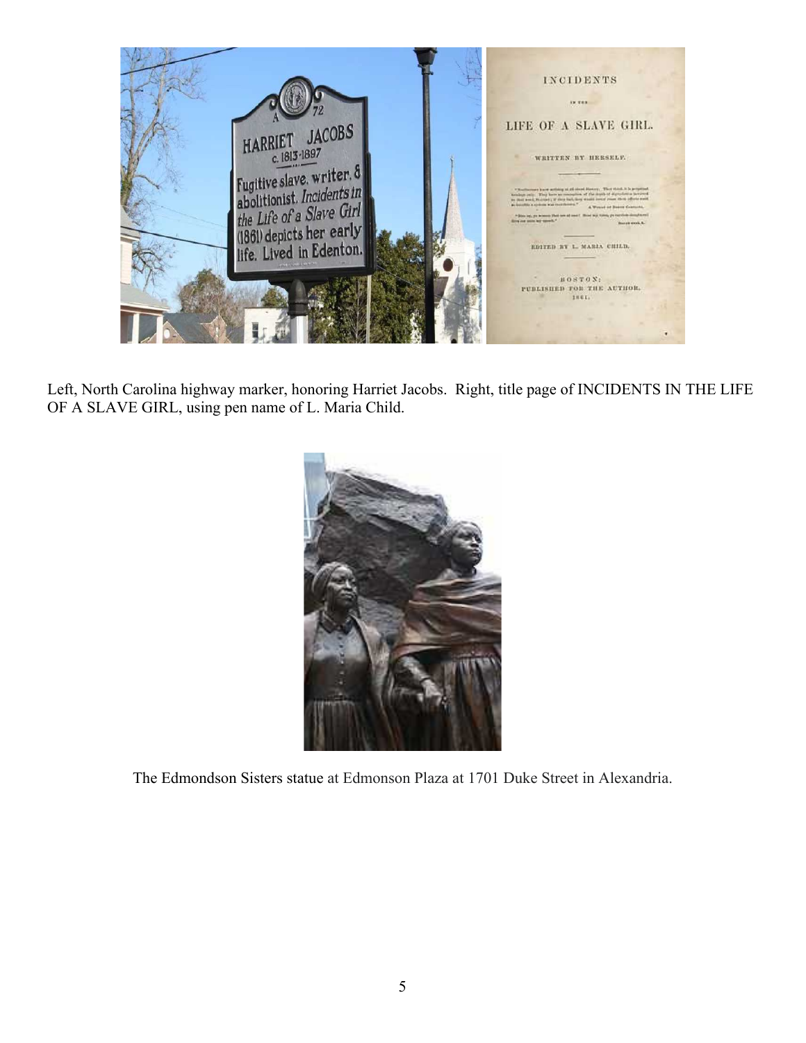Left, North Carolina highway marker, honoring Harriet Jacobs. Right, title page of INCIDENTS IN THE LIFE OF A SLAVE GIRL, using pen name of L. Maria Child.

The Edmondson Sisters statue at Edmonson Plaza at 1701 Duke Street in Alexandria.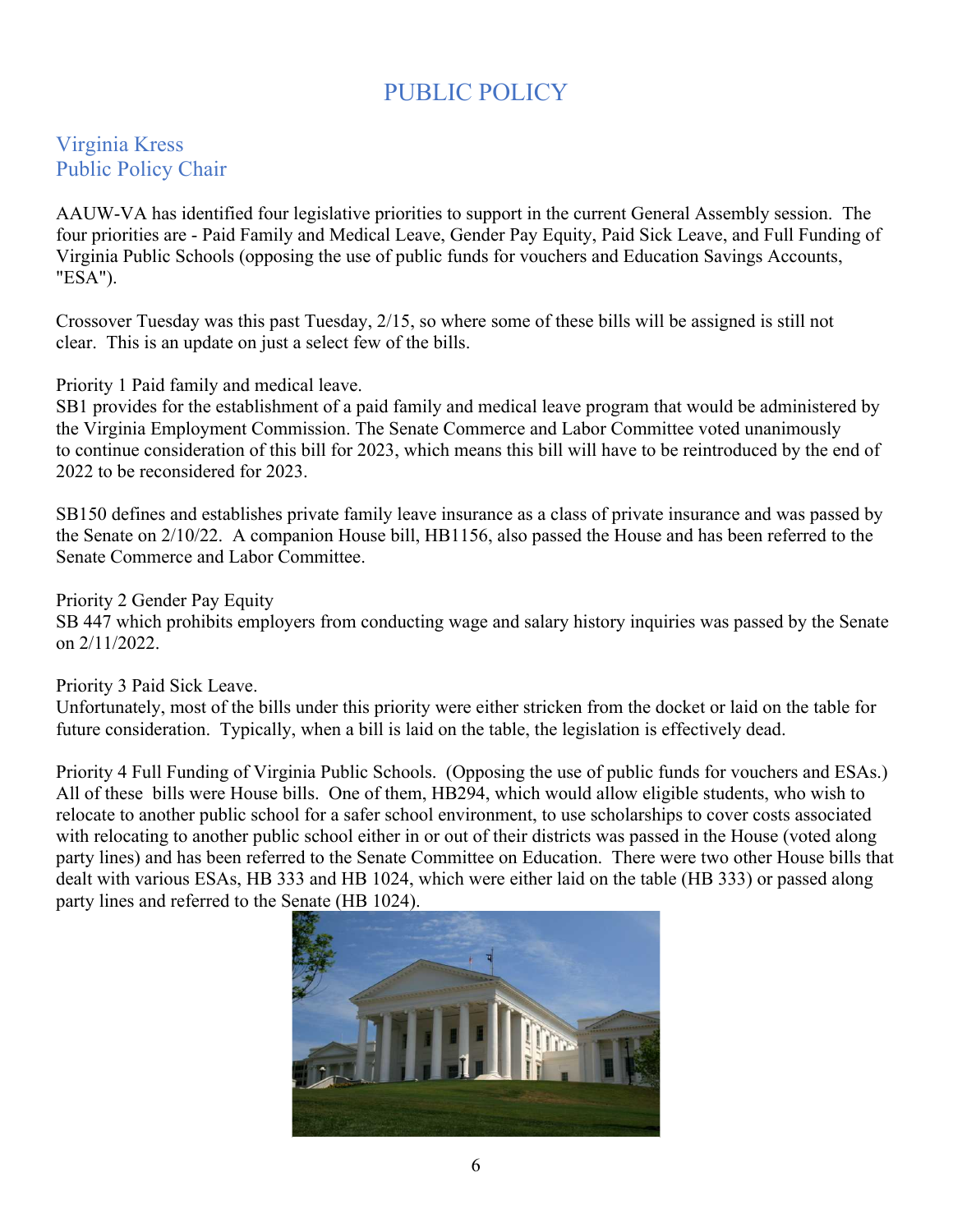# PUBLIC POLICY

## Virginia Kress
## Public Policy Chair

AAUW-VA has identified four legislative priorities to support in the current General Assembly session. The four priorities are - Paid Family and Medical Leave, Gender Pay Equity, Paid Sick Leave, and Full Funding of Virginia Public Schools (opposing the use of public funds for vouchers and Education Savings Accounts, "ESA").

Crossover Tuesday was this past Tuesday, 2/15, so where some of these bills will be assigned is still not clear. This is an update on just a select few of the bills.

Priority 1 Paid family and medical leave.
SB1 provides for the establishment of a paid family and medical leave program that would be administered by the Virginia Employment Commission. The Senate Commerce and Labor Committee voted unanimously to continue consideration of this bill for 2023, which means this bill will have to be reintroduced by the end of 2022 to be reconsidered for 2023.

SB150 defines and establishes private family leave insurance as a class of private insurance and was passed by the Senate on 2/10/22. A companion House bill, HB1156, also passed the House and has been referred to the Senate Commerce and Labor Committee.

Priority 2 Gender Pay Equity
SB 447 which prohibits employers from conducting wage and salary history inquiries was passed by the Senate on 2/11/2022.

Priority 3 Paid Sick Leave.
Unfortunately, most of the bills under this priority were either stricken from the docket or laid on the table for future consideration. Typically, when a bill is laid on the table, the legislation is effectively dead.

Priority 4 Full Funding of Virginia Public Schools. (Opposing the use of public funds for vouchers and ESAs.) All of these bills were House bills. One of them, HB294, which would allow eligible students, who wish to relocate to another public school for a safer school environment, to use scholarships to cover costs associated with relocating to another public school either in or out of their districts was passed in the House (voted along party lines) and has been referred to the Senate Committee on Education. There were two other House bills that dealt with various ESAs, HB 333 and HB 1024, which were either laid on the table (HB 333) or passed along party lines and referred to the Senate (HB 1024).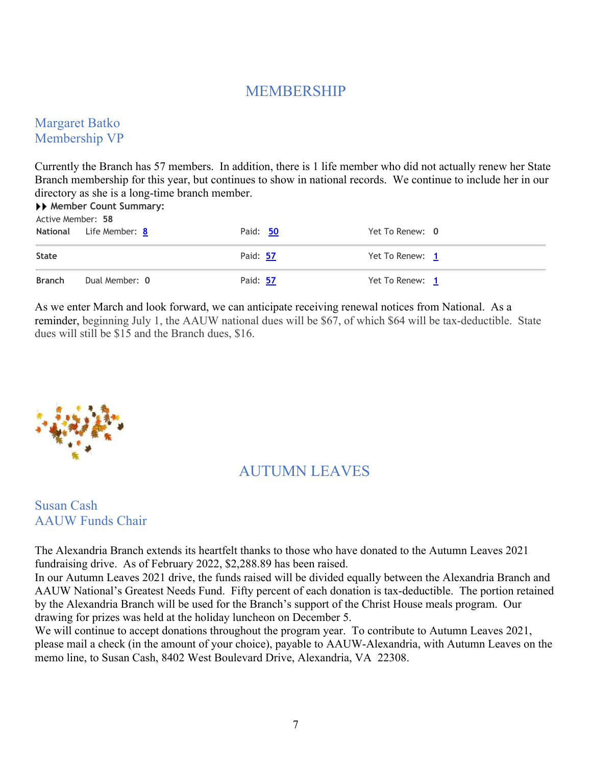# MEMBERSHIP

## Margaret Batko
## Membership VP

Currently the Branch has 57 members. In addition, there is 1 life member who did not actually renew her State Branch membership for this year, but continues to show in national records. We continue to include her in our directory as she is a long-time branch member.

**▶▶ Member Count Summary:**

Active Member: **58**

| | | | |
|---|---|---|---|
| **National** | Life Member: 8 | Paid: 50 | Yet To Renew: **0** |
| **State** | | Paid: 57 | Yet To Renew: 1 |
| **Branch** | Dual Member: **0** | Paid: 57 | Yet To Renew: 1 |

As we enter March and look forward, we can anticipate receiving renewal notices from National. As a reminder, beginning July 1, the AAUW national dues will be $67, of which $64 will be tax-deductible. State dues will still be $15 and the Branch dues, $16.

# AUTUMN LEAVES

## Susan Cash
## AAUW Funds Chair

The Alexandria Branch extends its heartfelt thanks to those who have donated to the Autumn Leaves 2021 fundraising drive. As of February 2022, $2,288.89 has been raised.

In our Autumn Leaves 2021 drive, the funds raised will be divided equally between the Alexandria Branch and AAUW National's Greatest Needs Fund. Fifty percent of each donation is tax-deductible. The portion retained by the Alexandria Branch will be used for the Branch's support of the Christ House meals program. Our drawing for prizes was held at the holiday luncheon on December 5.

We will continue to accept donations throughout the program year. To contribute to Autumn Leaves 2021, please mail a check (in the amount of your choice), payable to AAUW-Alexandria, with Autumn Leaves on the memo line, to Susan Cash, 8402 West Boulevard Drive, Alexandria, VA 22308.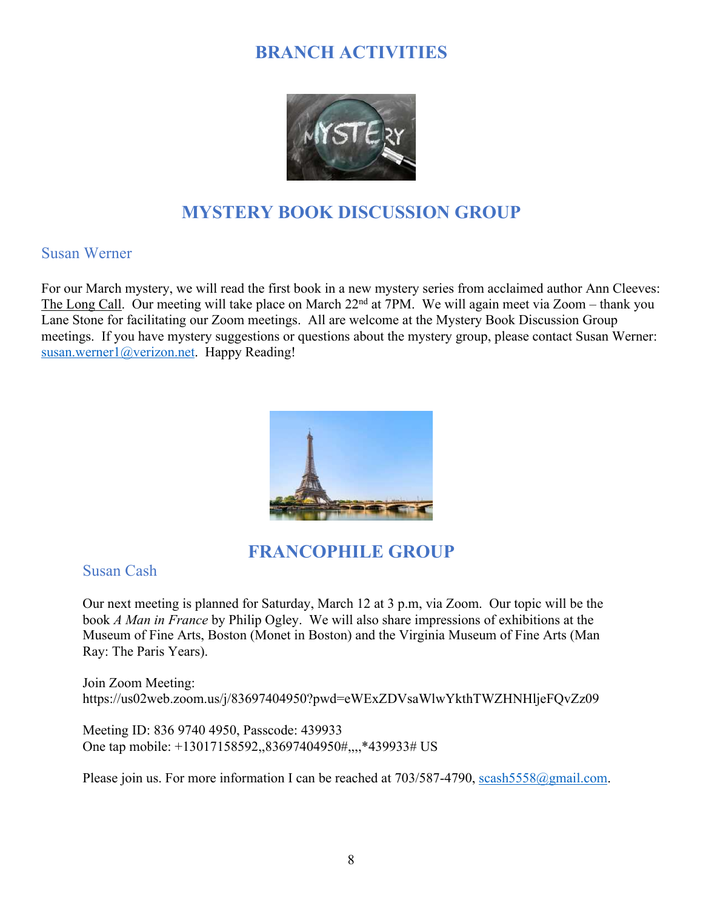# BRANCH ACTIVITIES

## MYSTERY BOOK DISCUSSION GROUP

### Susan Werner

For our March mystery, we will read the first book in a new mystery series from acclaimed author Ann Cleeves: The Long Call. Our meeting will take place on March 22nd at 7PM. We will again meet via Zoom – thank you Lane Stone for facilitating our Zoom meetings. All are welcome at the Mystery Book Discussion Group meetings. If you have mystery suggestions or questions about the mystery group, please contact Susan Werner: susan.werner1@verizon.net. Happy Reading!

## FRANCOPHILE GROUP

### Susan Cash

Our next meeting is planned for Saturday, March 12 at 3 p.m, via Zoom. Our topic will be the book *A Man in France* by Philip Ogley. We will also share impressions of exhibitions at the Museum of Fine Arts, Boston (Monet in Boston) and the Virginia Museum of Fine Arts (Man Ray: The Paris Years).

Join Zoom Meeting:
https://us02web.zoom.us/j/83697404950?pwd=eWExZDVsaWlwYkthTWZHNHljeFQvZz09

Meeting ID: 836 9740 4950, Passcode: 439933
One tap mobile: +13017158592,,83697404950#,,,,*439933# US

Please join us. For more information I can be reached at 703/587-4790, scash5558@gmail.com.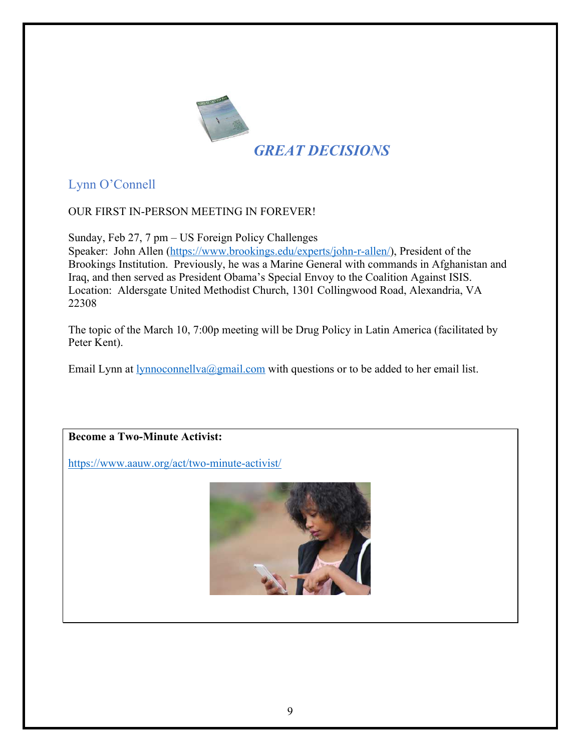## *GREAT DECISIONS*

### Lynn O'Connell

OUR FIRST IN-PERSON MEETING IN FOREVER!

Sunday, Feb 27, 7 pm – US Foreign Policy Challenges
Speaker: John Allen (https://www.brookings.edu/experts/john-r-allen/), President of the Brookings Institution. Previously, he was a Marine General with commands in Afghanistan and Iraq, and then served as President Obama's Special Envoy to the Coalition Against ISIS.
Location: Aldersgate United Methodist Church, 1301 Collingwood Road, Alexandria, VA 22308

The topic of the March 10, 7:00p meeting will be Drug Policy in Latin America (facilitated by Peter Kent).

Email Lynn at lynnoconnellva@gmail.com with questions or to be added to her email list.

**Become a Two-Minute Activist:**

https://www.aauw.org/act/two-minute-activist/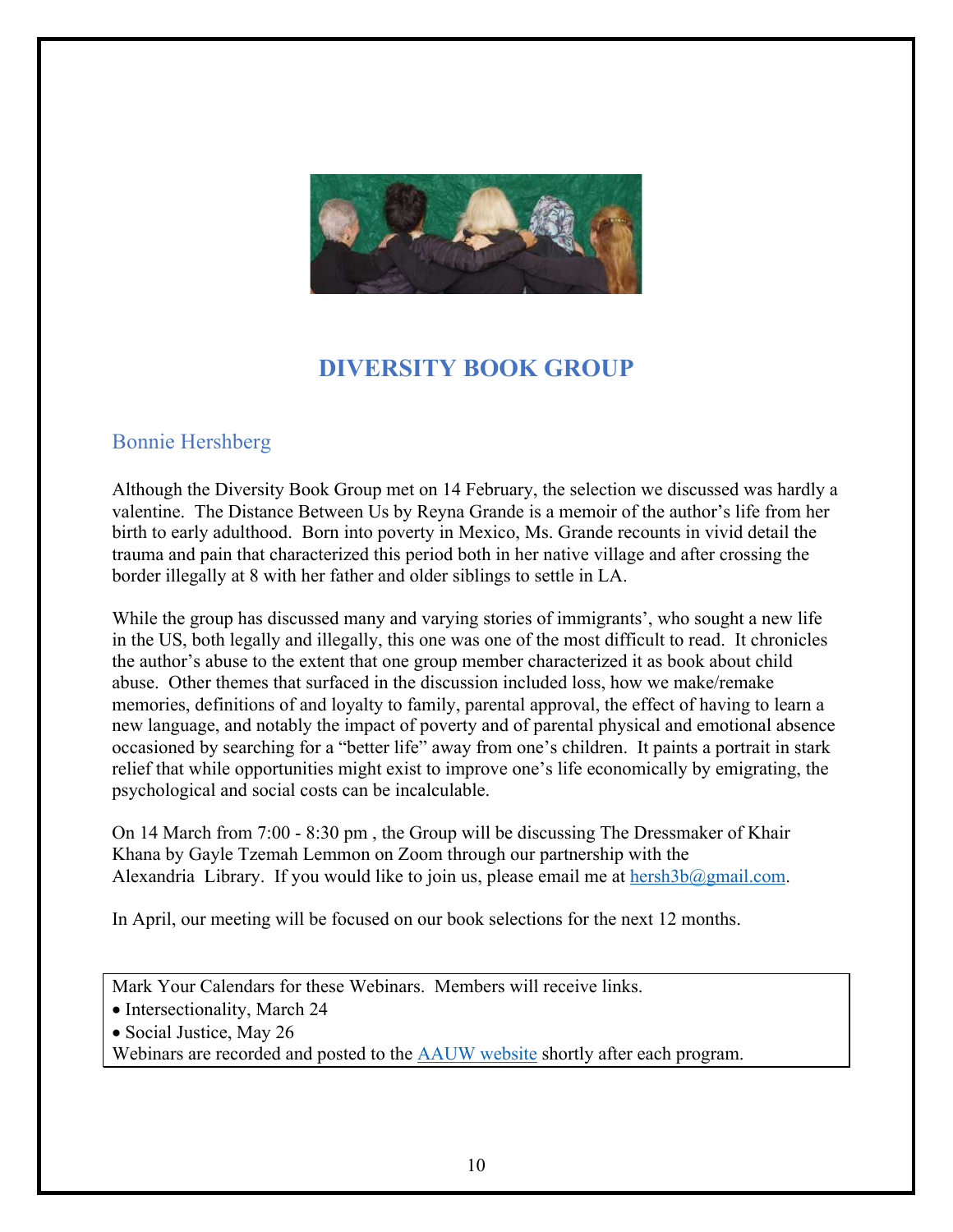# DIVERSITY BOOK GROUP

## Bonnie Hershberg

Although the Diversity Book Group met on 14 February, the selection we discussed was hardly a valentine. The Distance Between Us by Reyna Grande is a memoir of the author's life from her birth to early adulthood. Born into poverty in Mexico, Ms. Grande recounts in vivid detail the trauma and pain that characterized this period both in her native village and after crossing the border illegally at 8 with her father and older siblings to settle in LA.

While the group has discussed many and varying stories of immigrants', who sought a new life in the US, both legally and illegally, this one was one of the most difficult to read. It chronicles the author's abuse to the extent that one group member characterized it as book about child abuse. Other themes that surfaced in the discussion included loss, how we make/remake memories, definitions of and loyalty to family, parental approval, the effect of having to learn a new language, and notably the impact of poverty and of parental physical and emotional absence occasioned by searching for a "better life" away from one's children. It paints a portrait in stark relief that while opportunities might exist to improve one's life economically by emigrating, the psychological and social costs can be incalculable.

On 14 March from 7:00 - 8:30 pm , the Group will be discussing The Dressmaker of Khair Khana by Gayle Tzemah Lemmon on Zoom through our partnership with the Alexandria Library. If you would like to join us, please email me at hersh3b@gmail.com.

In April, our meeting will be focused on our book selections for the next 12 months.

---

Mark Your Calendars for these Webinars. Members will receive links.

- Intersectionality, March 24
- Social Justice, May 26

Webinars are recorded and posted to the AAUW website shortly after each program.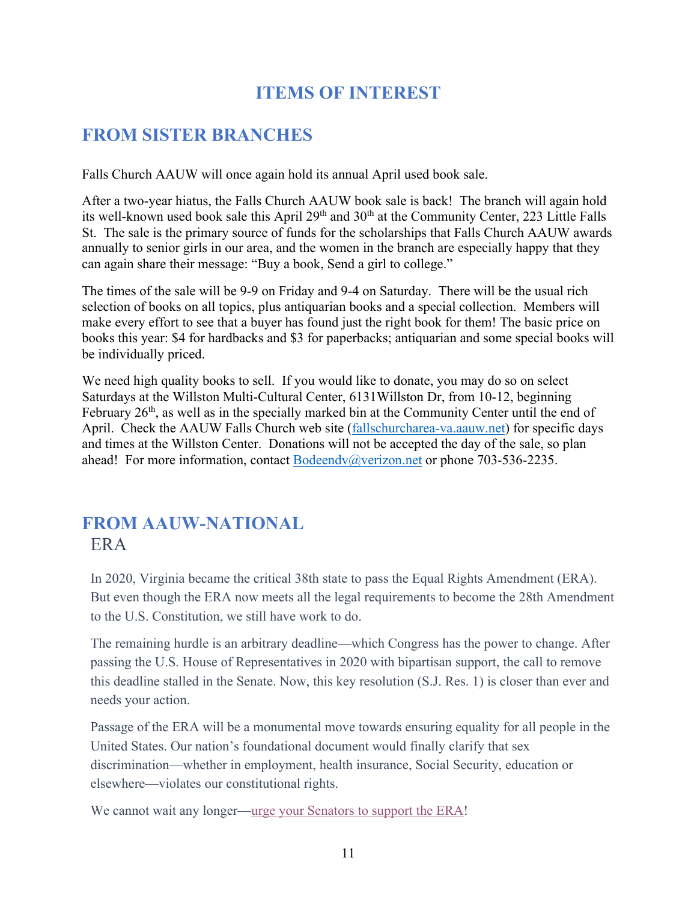# ITEMS OF INTEREST

## FROM SISTER BRANCHES

Falls Church AAUW will once again hold its annual April used book sale.

After a two-year hiatus, the Falls Church AAUW book sale is back! The branch will again hold its well-known used book sale this April 29th and 30th at the Community Center, 223 Little Falls St. The sale is the primary source of funds for the scholarships that Falls Church AAUW awards annually to senior girls in our area, and the women in the branch are especially happy that they can again share their message: "Buy a book, Send a girl to college."

The times of the sale will be 9-9 on Friday and 9-4 on Saturday. There will be the usual rich selection of books on all topics, plus antiquarian books and a special collection. Members will make every effort to see that a buyer has found just the right book for them! The basic price on books this year: $4 for hardbacks and $3 for paperbacks; antiquarian and some special books will be individually priced.

We need high quality books to sell. If you would like to donate, you may do so on select Saturdays at the Willston Multi-Cultural Center, 6131Willston Dr, from 10-12, beginning February 26th, as well as in the specially marked bin at the Community Center until the end of April. Check the AAUW Falls Church web site (fallschurcharea-va.aauw.net) for specific days and times at the Willston Center. Donations will not be accepted the day of the sale, so plan ahead! For more information, contact Bodeendv@verizon.net or phone 703-536-2235.

## FROM AAUW-NATIONAL

### ERA

In 2020, Virginia became the critical 38th state to pass the Equal Rights Amendment (ERA). But even though the ERA now meets all the legal requirements to become the 28th Amendment to the U.S. Constitution, we still have work to do.

The remaining hurdle is an arbitrary deadline—which Congress has the power to change. After passing the U.S. House of Representatives in 2020 with bipartisan support, the call to remove this deadline stalled in the Senate. Now, this key resolution (S.J. Res. 1) is closer than ever and needs your action.

Passage of the ERA will be a monumental move towards ensuring equality for all people in the United States. Our nation's foundational document would finally clarify that sex discrimination—whether in employment, health insurance, Social Security, education or elsewhere—violates our constitutional rights.

We cannot wait any longer—urge your Senators to support the ERA!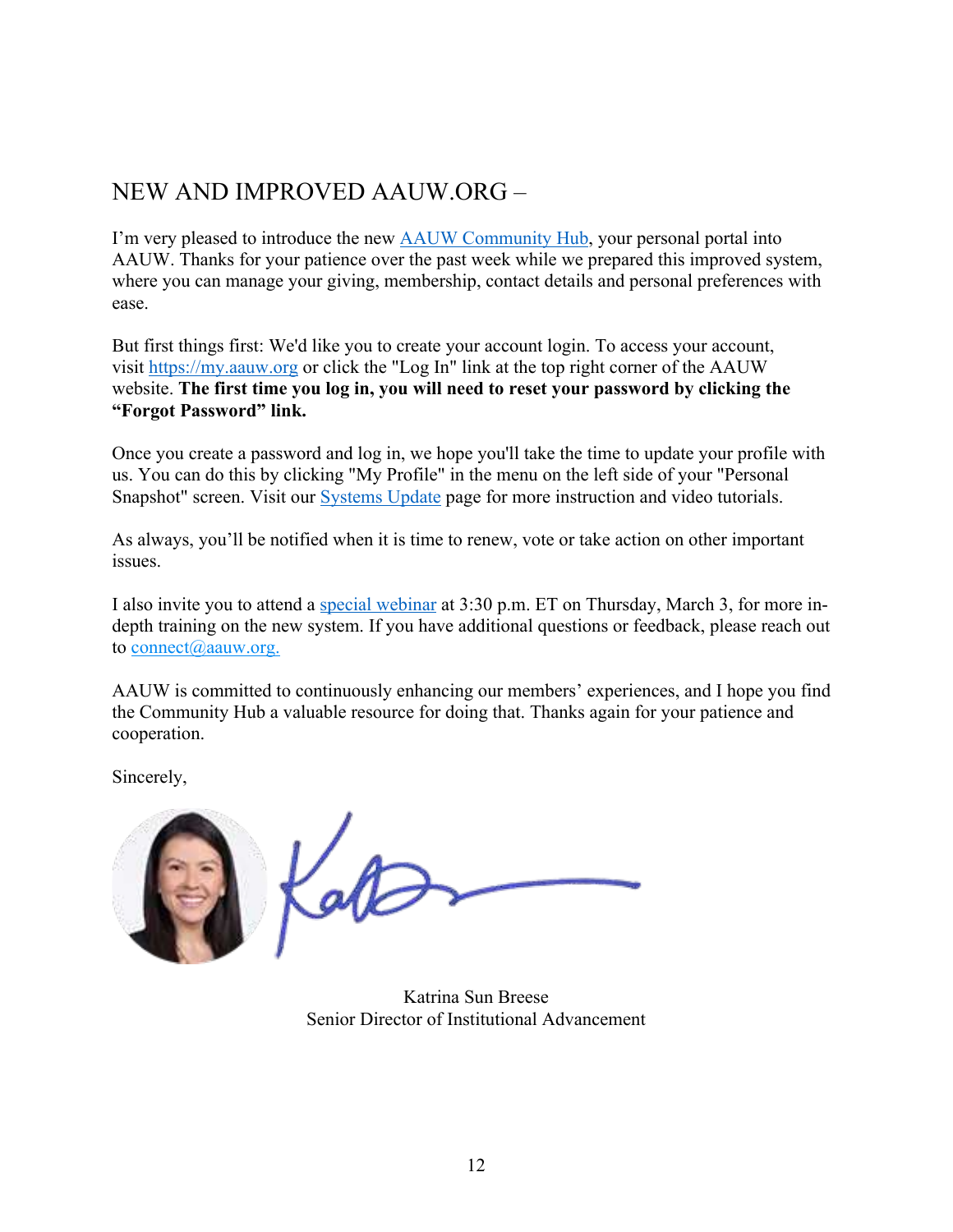## NEW AND IMPROVED AAUW.ORG –

I'm very pleased to introduce the new [AAUW Community Hub](), your personal portal into AAUW. Thanks for your patience over the past week while we prepared this improved system, where you can manage your giving, membership, contact details and personal preferences with ease.

But first things first: We'd like you to create your account login. To access your account, visit [https://my.aauw.org](https://my.aauw.org) or click the "Log In" link at the top right corner of the AAUW website. **The first time you log in, you will need to reset your password by clicking the "Forgot Password" link.**

Once you create a password and log in, we hope you'll take the time to update your profile with us. You can do this by clicking "My Profile" in the menu on the left side of your "Personal Snapshot" screen. Visit our [Systems Update]() page for more instruction and video tutorials.

As always, you'll be notified when it is time to renew, vote or take action on other important issues.

I also invite you to attend a [special webinar]() at 3:30 p.m. ET on Thursday, March 3, for more in-depth training on the new system. If you have additional questions or feedback, please reach out to [connect@aauw.org.](mailto:connect@aauw.org)

AAUW is committed to continuously enhancing our members' experiences, and I hope you find the Community Hub a valuable resource for doing that. Thanks again for your patience and cooperation.

Sincerely,

Katrina Sun Breese
Senior Director of Institutional Advancement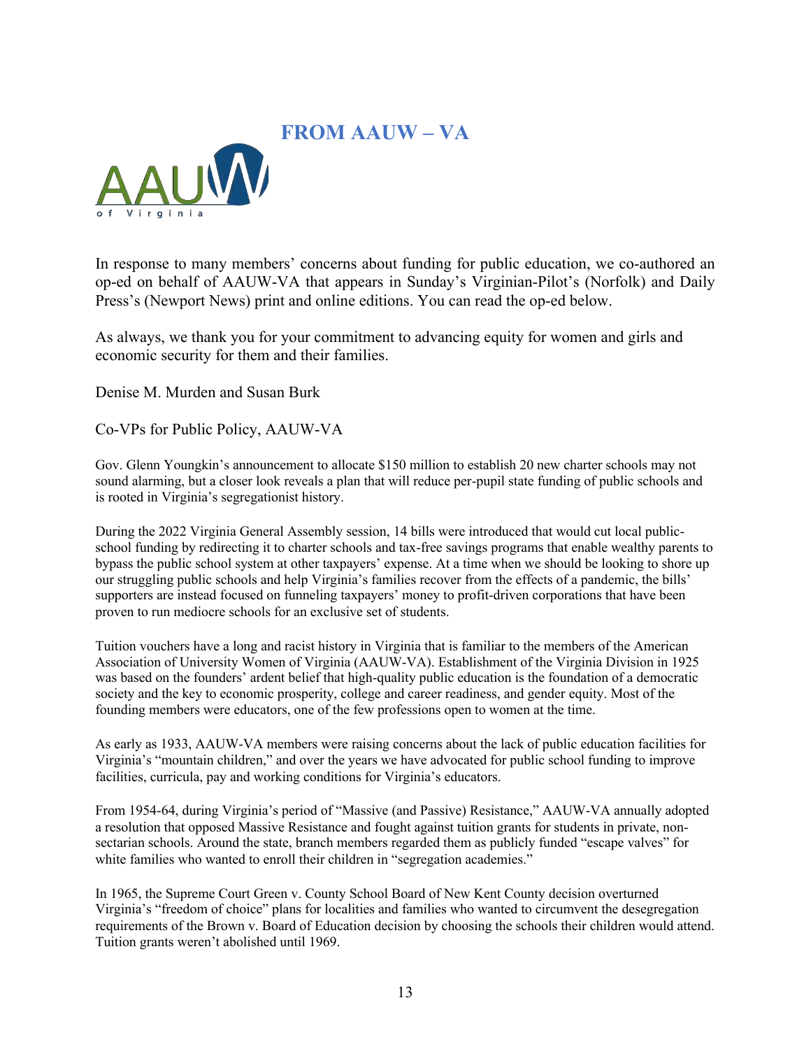# FROM AAUW – VA

In response to many members' concerns about funding for public education, we co-authored an op-ed on behalf of AAUW-VA that appears in Sunday's Virginian-Pilot's (Norfolk) and Daily Press's (Newport News) print and online editions. You can read the op-ed below.

As always, we thank you for your commitment to advancing equity for women and girls and economic security for them and their families.

Denise M. Murden and Susan Burk

Co-VPs for Public Policy, AAUW-VA

Gov. Glenn Youngkin's announcement to allocate $150 million to establish 20 new charter schools may not sound alarming, but a closer look reveals a plan that will reduce per-pupil state funding of public schools and is rooted in Virginia's segregationist history.

During the 2022 Virginia General Assembly session, 14 bills were introduced that would cut local public-school funding by redirecting it to charter schools and tax-free savings programs that enable wealthy parents to bypass the public school system at other taxpayers' expense. At a time when we should be looking to shore up our struggling public schools and help Virginia's families recover from the effects of a pandemic, the bills' supporters are instead focused on funneling taxpayers' money to profit-driven corporations that have been proven to run mediocre schools for an exclusive set of students.

Tuition vouchers have a long and racist history in Virginia that is familiar to the members of the American Association of University Women of Virginia (AAUW-VA). Establishment of the Virginia Division in 1925 was based on the founders' ardent belief that high-quality public education is the foundation of a democratic society and the key to economic prosperity, college and career readiness, and gender equity. Most of the founding members were educators, one of the few professions open to women at the time.

As early as 1933, AAUW-VA members were raising concerns about the lack of public education facilities for Virginia's "mountain children," and over the years we have advocated for public school funding to improve facilities, curricula, pay and working conditions for Virginia's educators.

From 1954-64, during Virginia's period of "Massive (and Passive) Resistance," AAUW-VA annually adopted a resolution that opposed Massive Resistance and fought against tuition grants for students in private, non-sectarian schools. Around the state, branch members regarded them as publicly funded "escape valves" for white families who wanted to enroll their children in "segregation academies."

In 1965, the Supreme Court Green v. County School Board of New Kent County decision overturned Virginia's "freedom of choice" plans for localities and families who wanted to circumvent the desegregation requirements of the Brown v. Board of Education decision by choosing the schools their children would attend. Tuition grants weren't abolished until 1969.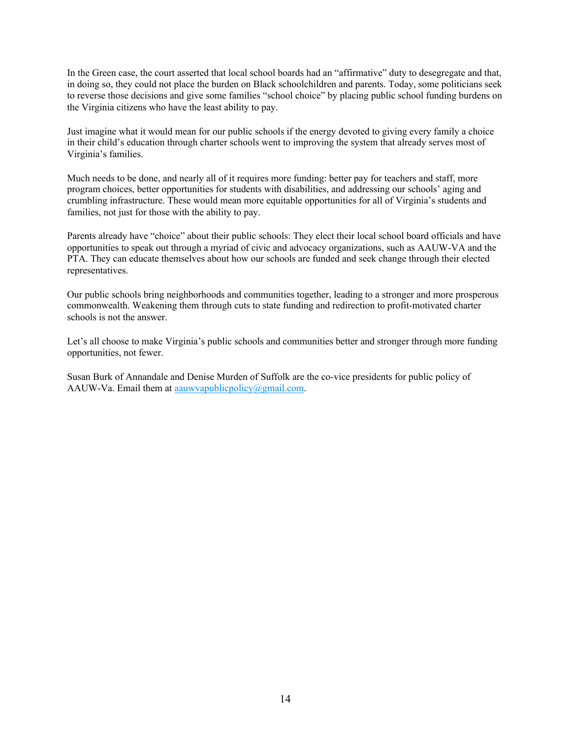In the Green case, the court asserted that local school boards had an "affirmative" duty to desegregate and that, in doing so, they could not place the burden on Black schoolchildren and parents. Today, some politicians seek to reverse those decisions and give some families "school choice" by placing public school funding burdens on the Virginia citizens who have the least ability to pay.

Just imagine what it would mean for our public schools if the energy devoted to giving every family a choice in their child's education through charter schools went to improving the system that already serves most of Virginia's families.

Much needs to be done, and nearly all of it requires more funding: better pay for teachers and staff, more program choices, better opportunities for students with disabilities, and addressing our schools' aging and crumbling infrastructure. These would mean more equitable opportunities for all of Virginia's students and families, not just for those with the ability to pay.

Parents already have "choice" about their public schools: They elect their local school board officials and have opportunities to speak out through a myriad of civic and advocacy organizations, such as AAUW-VA and the PTA. They can educate themselves about how our schools are funded and seek change through their elected representatives.

Our public schools bring neighborhoods and communities together, leading to a stronger and more prosperous commonwealth. Weakening them through cuts to state funding and redirection to profit-motivated charter schools is not the answer.

Let's all choose to make Virginia's public schools and communities better and stronger through more funding opportunities, not fewer.

Susan Burk of Annandale and Denise Murden of Suffolk are the co-vice presidents for public policy of AAUW-Va. Email them at aauwvapublicpolicy@gmail.com.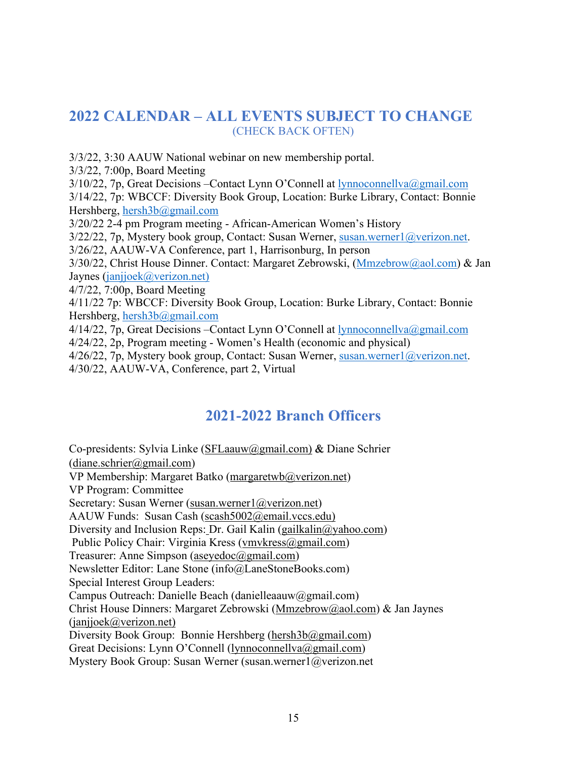## 2022 CALENDAR – ALL EVENTS SUBJECT TO CHANGE

(CHECK BACK OFTEN)

3/3/22, 3:30 AAUW National webinar on new membership portal.
3/3/22, 7:00p, Board Meeting
3/10/22, 7p, Great Decisions –Contact Lynn O'Connell at lynnoconnellva@gmail.com
3/14/22, 7p: WBCCF: Diversity Book Group, Location: Burke Library, Contact: Bonnie Hershberg, hersh3b@gmail.com
3/20/22 2-4 pm Program meeting - African-American Women's History
3/22/22, 7p, Mystery book group, Contact: Susan Werner, susan.werner1@verizon.net.
3/26/22, AAUW-VA Conference, part 1, Harrisonburg, In person
3/30/22, Christ House Dinner. Contact: Margaret Zebrowski, (Mmzebrow@aol.com) & Jan Jaynes (janjjoek@verizon.net)
4/7/22, 7:00p, Board Meeting
4/11/22 7p: WBCCF: Diversity Book Group, Location: Burke Library, Contact: Bonnie Hershberg, hersh3b@gmail.com
4/14/22, 7p, Great Decisions –Contact Lynn O'Connell at lynnoconnellva@gmail.com
4/24/22, 2p, Program meeting - Women's Health (economic and physical)
4/26/22, 7p, Mystery book group, Contact: Susan Werner, susan.werner1@verizon.net.
4/30/22, AAUW-VA, Conference, part 2, Virtual

## 2021-2022 Branch Officers

Co-presidents: Sylvia Linke (SFLaauw@gmail.com) & Diane Schrier (diane.schrier@gmail.com)
VP Membership: Margaret Batko (margaretwb@verizon.net)
VP Program: Committee
Secretary: Susan Werner (susan.werner1@verizon.net)
AAUW Funds: Susan Cash (scash5002@email.vccs.edu)
Diversity and Inclusion Reps: Dr. Gail Kalin (gailkalin@yahoo.com)
Public Policy Chair: Virginia Kress (vmvkress@gmail.com)
Treasurer: Anne Simpson (aseyedoc@gmail.com)
Newsletter Editor: Lane Stone (info@LaneStoneBooks.com)
Special Interest Group Leaders:
Campus Outreach: Danielle Beach (danielleaauw@gmail.com)
Christ House Dinners: Margaret Zebrowski (Mmzebrow@aol.com) & Jan Jaynes (janjjoek@verizon.net)
Diversity Book Group: Bonnie Hershberg (hersh3b@gmail.com)
Great Decisions: Lynn O'Connell (lynnoconnellva@gmail.com)
Mystery Book Group: Susan Werner (susan.werner1@verizon.net